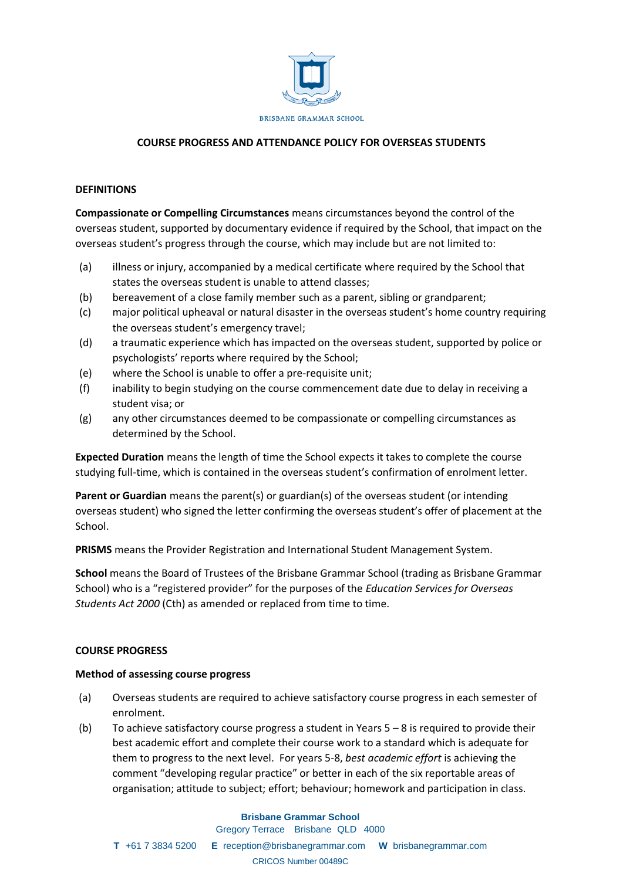BRISBANE GRAMMAR SCHOOL

# COURSE PROGRESS AND ATTENDANCE POLICY FOR OVERSEAS STUDENTS

## DEFINITIONS

**Compassionate or Compelling Circumstances** means circumstances beyond the control of the overseas student, supported by documentary evidence if required by the School, that impact on the overseas student's progress through the course, which may include but are not limited to:

(a) illness or injury, accompanied by a medical certificate where required by the School that states the overseas student is unable to attend classes;
(b) bereavement of a close family member such as a parent, sibling or grandparent;
(c) major political upheaval or natural disaster in the overseas student's home country requiring the overseas student's emergency travel;
(d) a traumatic experience which has impacted on the overseas student, supported by police or psychologists' reports where required by the School;
(e) where the School is unable to offer a pre-requisite unit;
(f) inability to begin studying on the course commencement date due to delay in receiving a student visa; or
(g) any other circumstances deemed to be compassionate or compelling circumstances as determined by the School.

**Expected Duration** means the length of time the School expects it takes to complete the course studying full-time, which is contained in the overseas student's confirmation of enrolment letter.

**Parent or Guardian** means the parent(s) or guardian(s) of the overseas student (or intending overseas student) who signed the letter confirming the overseas student's offer of placement at the School.

**PRISMS** means the Provider Registration and International Student Management System.

**School** means the Board of Trustees of the Brisbane Grammar School (trading as Brisbane Grammar School) who is a "registered provider" for the purposes of the *Education Services for Overseas Students Act 2000* (Cth) as amended or replaced from time to time.

## COURSE PROGRESS

### Method of assessing course progress

(a) Overseas students are required to achieve satisfactory course progress in each semester of enrolment.
(b) To achieve satisfactory course progress a student in Years 5 – 8 is required to provide their best academic effort and complete their course work to a standard which is adequate for them to progress to the next level. For years 5-8, *best academic effort* is achieving the comment "developing regular practice" or better in each of the six reportable areas of organisation; attitude to subject; effort; behaviour; homework and participation in class.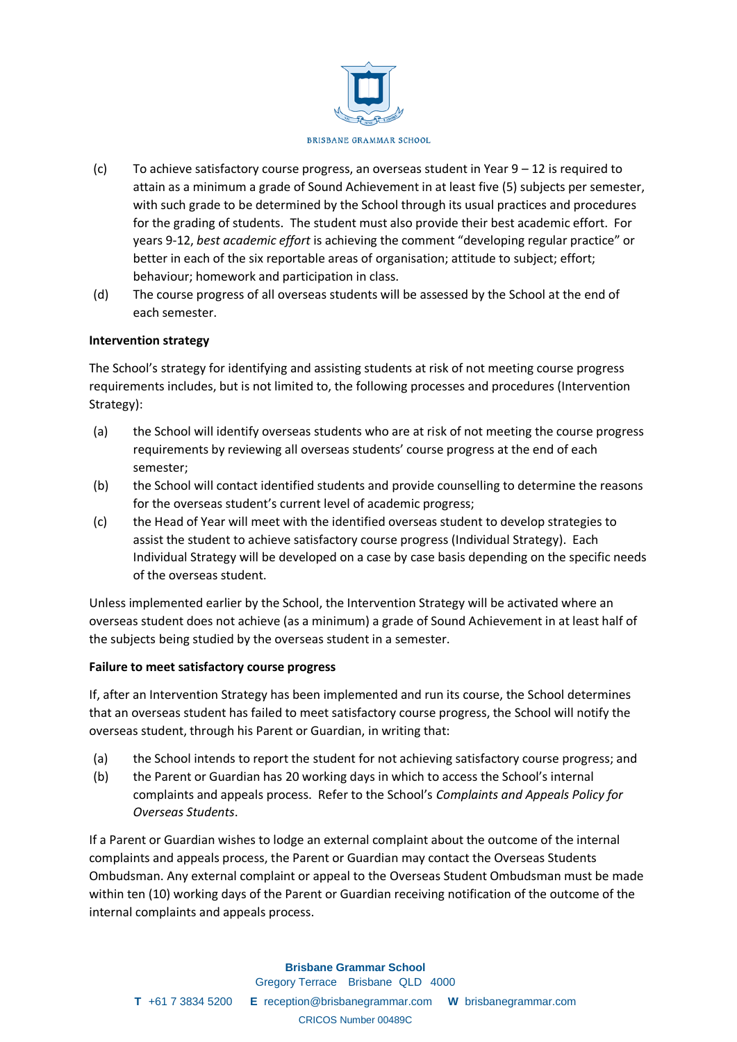(c) To achieve satisfactory course progress, an overseas student in Year 9 – 12 is required to attain as a minimum a grade of Sound Achievement in at least five (5) subjects per semester, with such grade to be determined by the School through its usual practices and procedures for the grading of students. The student must also provide their best academic effort. For years 9-12, *best academic effort* is achieving the comment "developing regular practice" or better in each of the six reportable areas of organisation; attitude to subject; effort; behaviour; homework and participation in class.

(d) The course progress of all overseas students will be assessed by the School at the end of each semester.

**Intervention strategy**

The School's strategy for identifying and assisting students at risk of not meeting course progress requirements includes, but is not limited to, the following processes and procedures (Intervention Strategy):

(a) the School will identify overseas students who are at risk of not meeting the course progress requirements by reviewing all overseas students' course progress at the end of each semester;

(b) the School will contact identified students and provide counselling to determine the reasons for the overseas student's current level of academic progress;

(c) the Head of Year will meet with the identified overseas student to develop strategies to assist the student to achieve satisfactory course progress (Individual Strategy). Each Individual Strategy will be developed on a case by case basis depending on the specific needs of the overseas student.

Unless implemented earlier by the School, the Intervention Strategy will be activated where an overseas student does not achieve (as a minimum) a grade of Sound Achievement in at least half of the subjects being studied by the overseas student in a semester.

**Failure to meet satisfactory course progress**

If, after an Intervention Strategy has been implemented and run its course, the School determines that an overseas student has failed to meet satisfactory course progress, the School will notify the overseas student, through his Parent or Guardian, in writing that:

(a) the School intends to report the student for not achieving satisfactory course progress; and

(b) the Parent or Guardian has 20 working days in which to access the School's internal complaints and appeals process. Refer to the School's *Complaints and Appeals Policy for Overseas Students*.

If a Parent or Guardian wishes to lodge an external complaint about the outcome of the internal complaints and appeals process, the Parent or Guardian may contact the Overseas Students Ombudsman. Any external complaint or appeal to the Overseas Student Ombudsman must be made within ten (10) working days of the Parent or Guardian receiving notification of the outcome of the internal complaints and appeals process.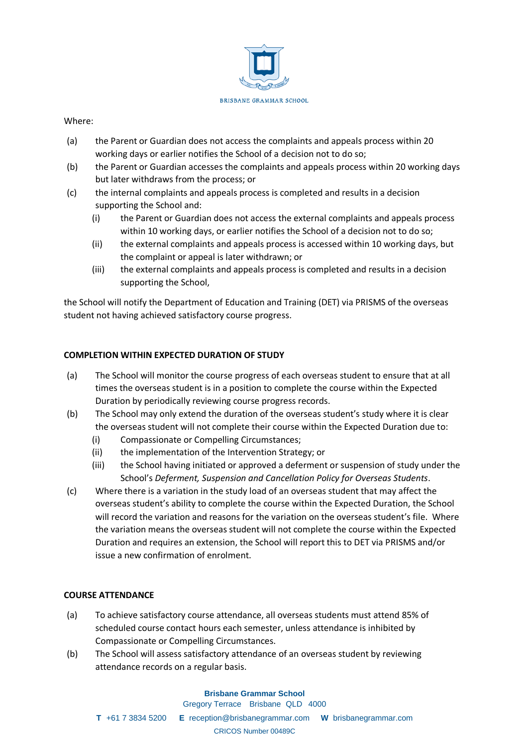Where:

(a) the Parent or Guardian does not access the complaints and appeals process within 20 working days or earlier notifies the School of a decision not to do so;

(b) the Parent or Guardian accesses the complaints and appeals process within 20 working days but later withdraws from the process; or

(c) the internal complaints and appeals process is completed and results in a decision supporting the School and:

   (i) the Parent or Guardian does not access the external complaints and appeals process within 10 working days, or earlier notifies the School of a decision not to do so;

   (ii) the external complaints and appeals process is accessed within 10 working days, but the complaint or appeal is later withdrawn; or

   (iii) the external complaints and appeals process is completed and results in a decision supporting the School,

the School will notify the Department of Education and Training (DET) via PRISMS of the overseas student not having achieved satisfactory course progress.

**COMPLETION WITHIN EXPECTED DURATION OF STUDY**

(a) The School will monitor the course progress of each overseas student to ensure that at all times the overseas student is in a position to complete the course within the Expected Duration by periodically reviewing course progress records.

(b) The School may only extend the duration of the overseas student's study where it is clear the overseas student will not complete their course within the Expected Duration due to:

   (i) Compassionate or Compelling Circumstances;

   (ii) the implementation of the Intervention Strategy; or

   (iii) the School having initiated or approved a deferment or suspension of study under the School's *Deferment, Suspension and Cancellation Policy for Overseas Students*.

(c) Where there is a variation in the study load of an overseas student that may affect the overseas student's ability to complete the course within the Expected Duration, the School will record the variation and reasons for the variation on the overseas student's file. Where the variation means the overseas student will not complete the course within the Expected Duration and requires an extension, the School will report this to DET via PRISMS and/or issue a new confirmation of enrolment.

**COURSE ATTENDANCE**

(a) To achieve satisfactory course attendance, all overseas students must attend 85% of scheduled course contact hours each semester, unless attendance is inhibited by Compassionate or Compelling Circumstances.

(b) The School will assess satisfactory attendance of an overseas student by reviewing attendance records on a regular basis.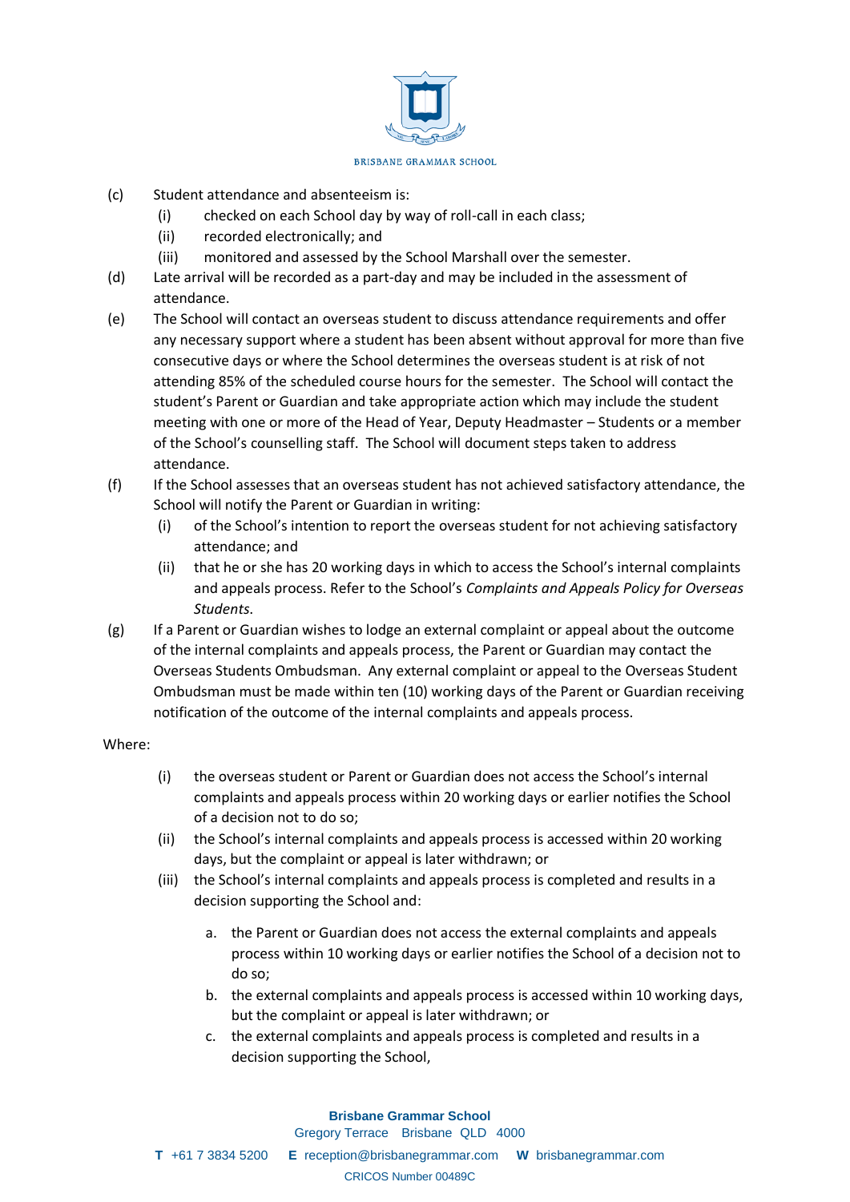(c) Student attendance and absenteeism is:
   (i) checked on each School day by way of roll-call in each class;
   (ii) recorded electronically; and
   (iii) monitored and assessed by the School Marshall over the semester.

(d) Late arrival will be recorded as a part-day and may be included in the assessment of attendance.

(e) The School will contact an overseas student to discuss attendance requirements and offer any necessary support where a student has been absent without approval for more than five consecutive days or where the School determines the overseas student is at risk of not attending 85% of the scheduled course hours for the semester. The School will contact the student's Parent or Guardian and take appropriate action which may include the student meeting with one or more of the Head of Year, Deputy Headmaster – Students or a member of the School's counselling staff. The School will document steps taken to address attendance.

(f) If the School assesses that an overseas student has not achieved satisfactory attendance, the School will notify the Parent or Guardian in writing:
   (i) of the School's intention to report the overseas student for not achieving satisfactory attendance; and
   (ii) that he or she has 20 working days in which to access the School's internal complaints and appeals process. Refer to the School's *Complaints and Appeals Policy for Overseas Students*.

(g) If a Parent or Guardian wishes to lodge an external complaint or appeal about the outcome of the internal complaints and appeals process, the Parent or Guardian may contact the Overseas Students Ombudsman. Any external complaint or appeal to the Overseas Student Ombudsman must be made within ten (10) working days of the Parent or Guardian receiving notification of the outcome of the internal complaints and appeals process.

Where:

   (i) the overseas student or Parent or Guardian does not access the School's internal complaints and appeals process within 20 working days or earlier notifies the School of a decision not to do so;
   (ii) the School's internal complaints and appeals process is accessed within 20 working days, but the complaint or appeal is later withdrawn; or
   (iii) the School's internal complaints and appeals process is completed and results in a decision supporting the School and:

      a. the Parent or Guardian does not access the external complaints and appeals process within 10 working days or earlier notifies the School of a decision not to do so;
      b. the external complaints and appeals process is accessed within 10 working days, but the complaint or appeal is later withdrawn; or
      c. the external complaints and appeals process is completed and results in a decision supporting the School,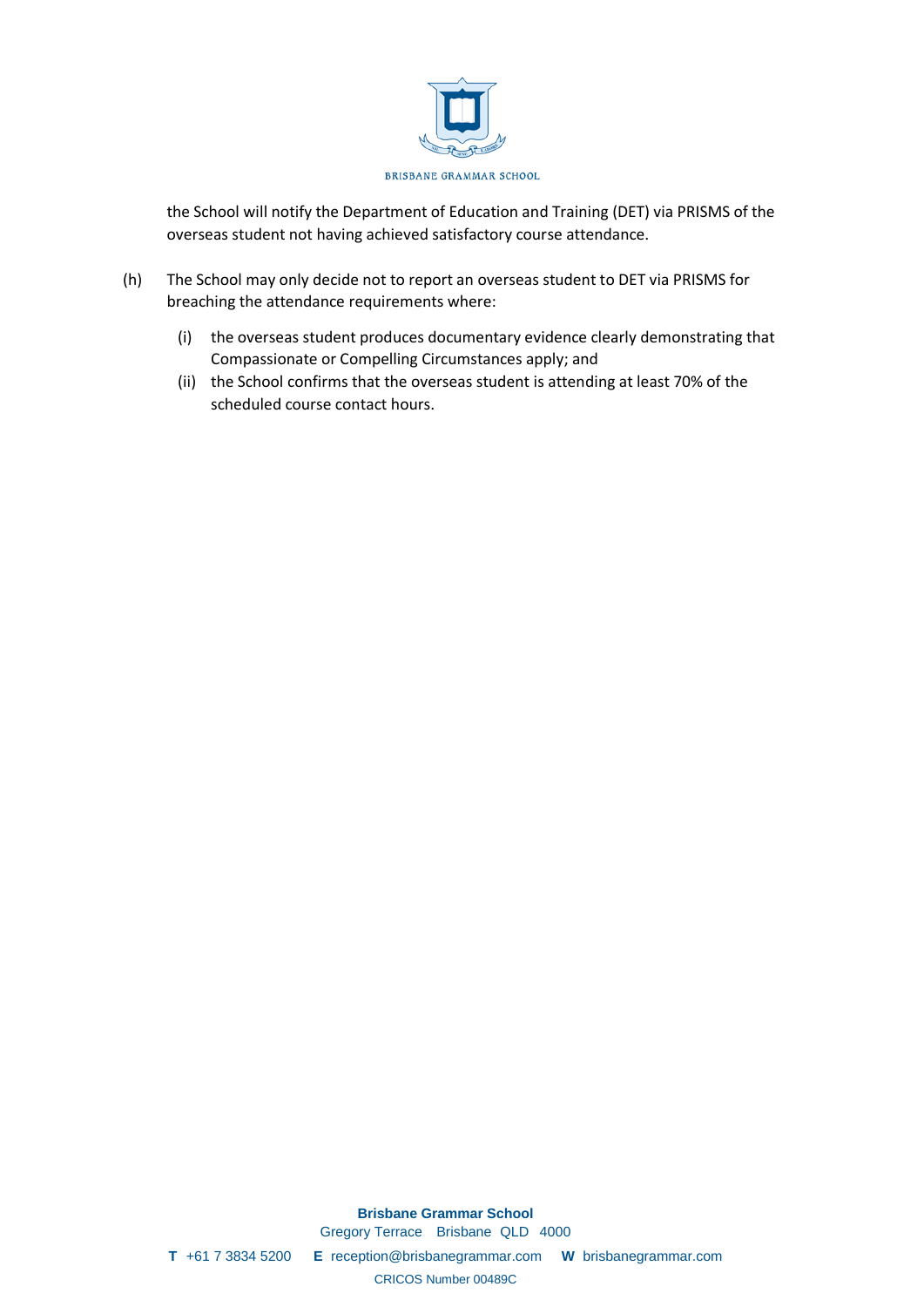the School will notify the Department of Education and Training (DET) via PRISMS of the overseas student not having achieved satisfactory course attendance.

(h) The School may only decide not to report an overseas student to DET via PRISMS for breaching the attendance requirements where:

   (i) the overseas student produces documentary evidence clearly demonstrating that Compassionate or Compelling Circumstances apply; and

   (ii) the School confirms that the overseas student is attending at least 70% of the scheduled course contact hours.